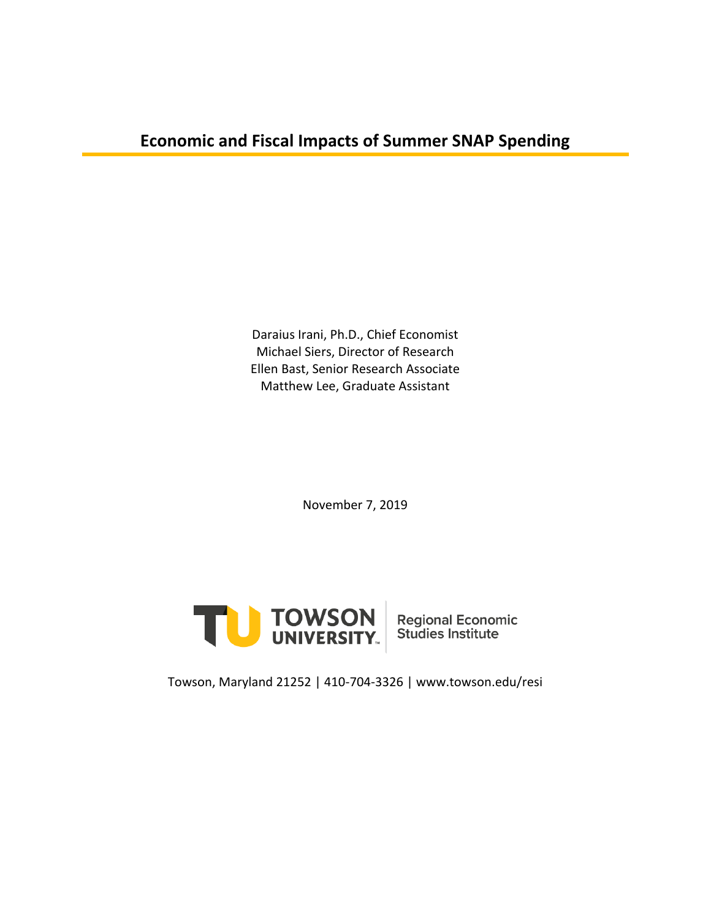# Economic and Fiscal Impacts of Summer SNAP Spending

Daraius Irani, Ph.D., Chief Economist
Michael Siers, Director of Research
Ellen Bast, Senior Research Associate
Matthew Lee, Graduate Assistant

November 7, 2019

TOWSON UNIVERSITY | Regional Economic Studies Institute

Towson, Maryland 21252 | 410-704-3326 | www.towson.edu/resi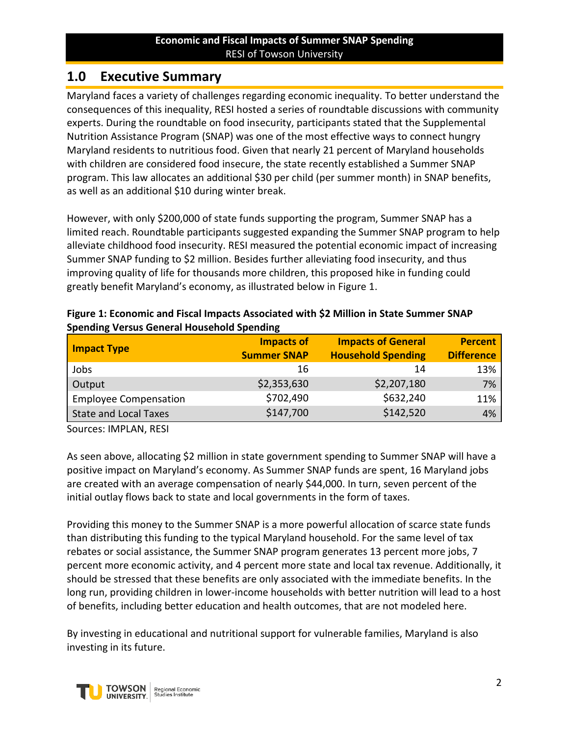## 1.0 Executive Summary

Maryland faces a variety of challenges regarding economic inequality. To better understand the consequences of this inequality, RESI hosted a series of roundtable discussions with community experts. During the roundtable on food insecurity, participants stated that the Supplemental Nutrition Assistance Program (SNAP) was one of the most effective ways to connect hungry Maryland residents to nutritious food. Given that nearly 21 percent of Maryland households with children are considered food insecure, the state recently established a Summer SNAP program. This law allocates an additional $30 per child (per summer month) in SNAP benefits, as well as an additional $10 during winter break.

However, with only $200,000 of state funds supporting the program, Summer SNAP has a limited reach. Roundtable participants suggested expanding the Summer SNAP program to help alleviate childhood food insecurity. RESI measured the potential economic impact of increasing Summer SNAP funding to $2 million. Besides further alleviating food insecurity, and thus improving quality of life for thousands more children, this proposed hike in funding could greatly benefit Maryland's economy, as illustrated below in Figure 1.

**Figure 1: Economic and Fiscal Impacts Associated with $2 Million in State Summer SNAP Spending Versus General Household Spending**

| Impact Type | Impacts of Summer SNAP | Impacts of General Household Spending | Percent Difference |
|---|---|---|---|
| Jobs | 16 | 14 | 13% |
| Output | $2,353,630 | $2,207,180 | 7% |
| Employee Compensation | $702,490 | $632,240 | 11% |
| State and Local Taxes | $147,700 | $142,520 | 4% |

Sources: IMPLAN, RESI

As seen above, allocating $2 million in state government spending to Summer SNAP will have a positive impact on Maryland's economy. As Summer SNAP funds are spent, 16 Maryland jobs are created with an average compensation of nearly $44,000. In turn, seven percent of the initial outlay flows back to state and local governments in the form of taxes.

Providing this money to the Summer SNAP is a more powerful allocation of scarce state funds than distributing this funding to the typical Maryland household. For the same level of tax rebates or social assistance, the Summer SNAP program generates 13 percent more jobs, 7 percent more economic activity, and 4 percent more state and local tax revenue. Additionally, it should be stressed that these benefits are only associated with the immediate benefits. In the long run, providing children in lower-income households with better nutrition will lead to a host of benefits, including better education and health outcomes, that are not modeled here.

By investing in educational and nutritional support for vulnerable families, Maryland is also investing in its future.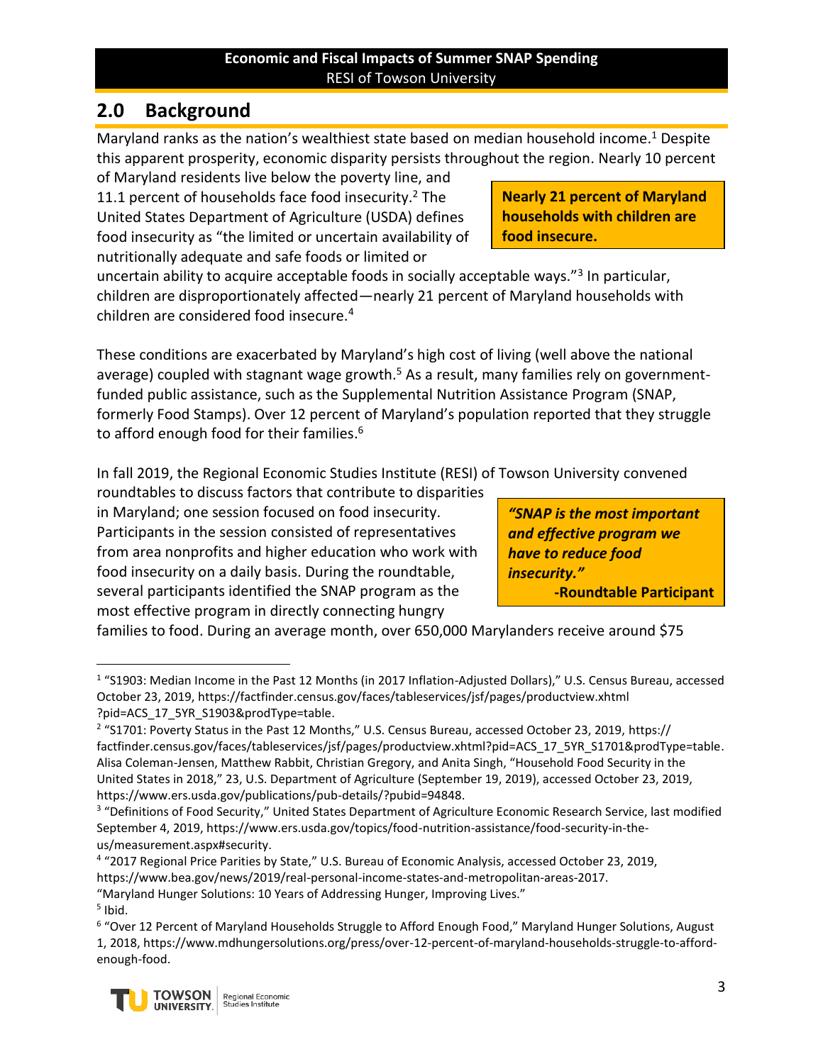## 2.0 Background

Maryland ranks as the nation's wealthiest state based on median household income.[1] Despite this apparent prosperity, economic disparity persists throughout the region. Nearly 10 percent of Maryland residents live below the poverty line, and 11.1 percent of households face food insecurity.[2] The United States Department of Agriculture (USDA) defines food insecurity as "the limited or uncertain availability of nutritionally adequate and safe foods or limited or uncertain ability to acquire acceptable foods in socially acceptable ways."[3] In particular, children are disproportionately affected—nearly 21 percent of Maryland households with children are considered food insecure.[4]

**Nearly 21 percent of Maryland households with children are food insecure.**

These conditions are exacerbated by Maryland's high cost of living (well above the national average) coupled with stagnant wage growth.[5] As a result, many families rely on government-funded public assistance, such as the Supplemental Nutrition Assistance Program (SNAP, formerly Food Stamps). Over 12 percent of Maryland's population reported that they struggle to afford enough food for their families.[6]

In fall 2019, the Regional Economic Studies Institute (RESI) of Towson University convened roundtables to discuss factors that contribute to disparities in Maryland; one session focused on food insecurity. Participants in the session consisted of representatives from area nonprofits and higher education who work with food insecurity on a daily basis. During the roundtable, several participants identified the SNAP program as the most effective program in directly connecting hungry families to food. During an average month, over 650,000 Marylanders receive around $75

***"SNAP is the most important and effective program we have to reduce food insecurity."***
**-Roundtable Participant**

---

[1] "S1903: Median Income in the Past 12 Months (in 2017 Inflation-Adjusted Dollars)," U.S. Census Bureau, accessed October 23, 2019, https://factfinder.census.gov/faces/tableservices/jsf/pages/productview.xhtml ?pid=ACS_17_5YR_S1903&prodType=table.

[2] "S1701: Poverty Status in the Past 12 Months," U.S. Census Bureau, accessed October 23, 2019, https:// factfinder.census.gov/faces/tableservices/jsf/pages/productview.xhtml?pid=ACS_17_5YR_S1701&prodType=table. Alisa Coleman-Jensen, Matthew Rabbit, Christian Gregory, and Anita Singh, "Household Food Security in the United States in 2018," 23, U.S. Department of Agriculture (September 19, 2019), accessed October 23, 2019, https://www.ers.usda.gov/publications/pub-details/?pubid=94848.

[3] "Definitions of Food Security," United States Department of Agriculture Economic Research Service, last modified September 4, 2019, https://www.ers.usda.gov/topics/food-nutrition-assistance/food-security-in-the-us/measurement.aspx#security.

[4] "2017 Regional Price Parities by State," U.S. Bureau of Economic Analysis, accessed October 23, 2019, https://www.bea.gov/news/2019/real-personal-income-states-and-metropolitan-areas-2017. "Maryland Hunger Solutions: 10 Years of Addressing Hunger, Improving Lives."

[5] Ibid.

[6] "Over 12 Percent of Maryland Households Struggle to Afford Enough Food," Maryland Hunger Solutions, August 1, 2018, https://www.mdhungersolutions.org/press/over-12-percent-of-maryland-households-struggle-to-afford-enough-food.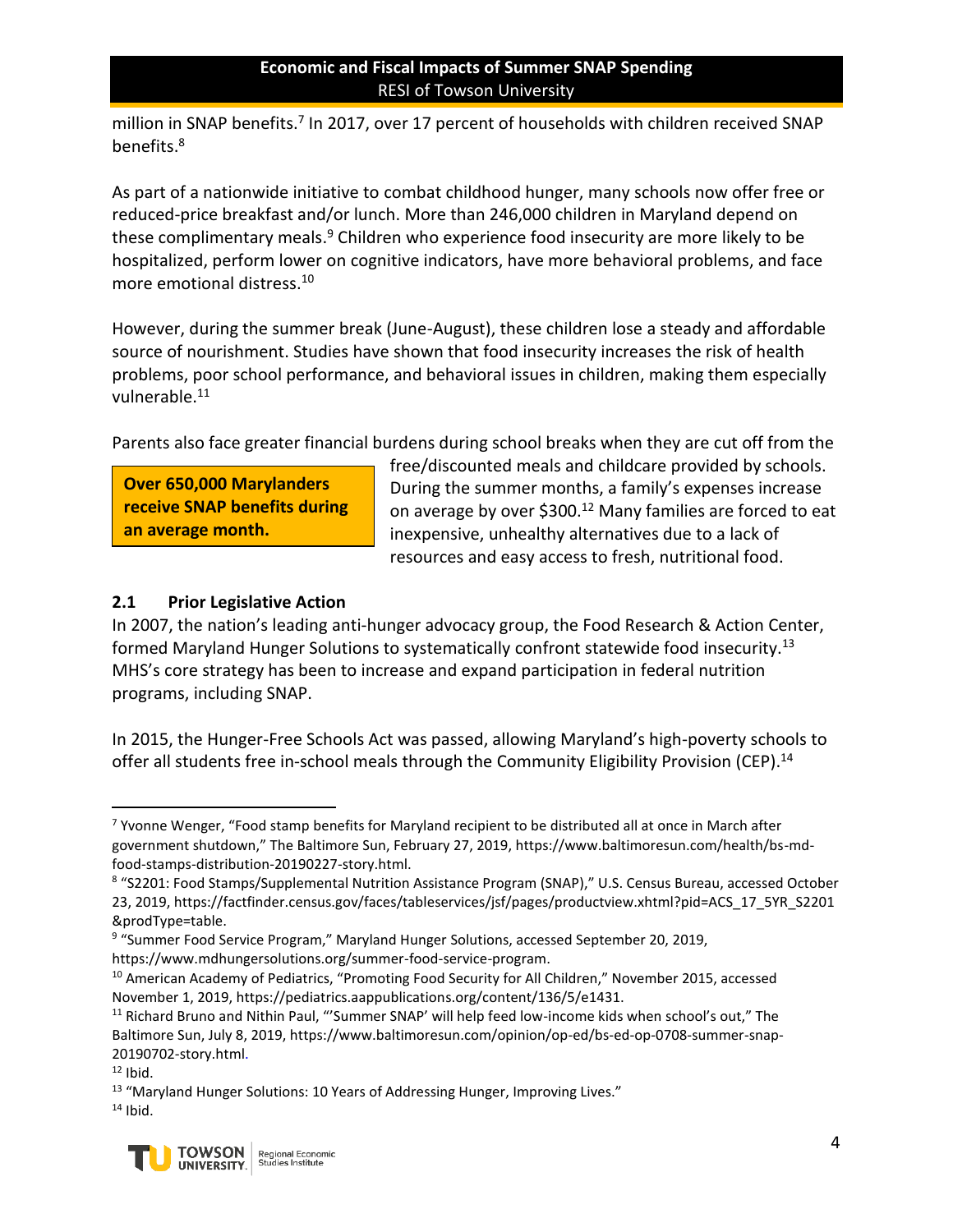million in SNAP benefits.[7] In 2017, over 17 percent of households with children received SNAP benefits.[8]

As part of a nationwide initiative to combat childhood hunger, many schools now offer free or reduced-price breakfast and/or lunch. More than 246,000 children in Maryland depend on these complimentary meals.[9] Children who experience food insecurity are more likely to be hospitalized, perform lower on cognitive indicators, have more behavioral problems, and face more emotional distress.[10]

However, during the summer break (June-August), these children lose a steady and affordable source of nourishment. Studies have shown that food insecurity increases the risk of health problems, poor school performance, and behavioral issues in children, making them especially vulnerable.[11]

**Over 650,000 Marylanders receive SNAP benefits during an average month.**

Parents also face greater financial burdens during school breaks when they are cut off from the free/discounted meals and childcare provided by schools. During the summer months, a family's expenses increase on average by over $300.[12] Many families are forced to eat inexpensive, unhealthy alternatives due to a lack of resources and easy access to fresh, nutritional food.

### 2.1 Prior Legislative Action

In 2007, the nation's leading anti-hunger advocacy group, the Food Research & Action Center, formed Maryland Hunger Solutions to systematically confront statewide food insecurity.[13] MHS's core strategy has been to increase and expand participation in federal nutrition programs, including SNAP.

In 2015, the Hunger-Free Schools Act was passed, allowing Maryland's high-poverty schools to offer all students free in-school meals through the Community Eligibility Provision (CEP).[14]

---

[7] Yvonne Wenger, "Food stamp benefits for Maryland recipient to be distributed all at once in March after government shutdown," The Baltimore Sun, February 27, 2019, https://www.baltimoresun.com/health/bs-md-food-stamps-distribution-20190227-story.html.

[8] "S2201: Food Stamps/Supplemental Nutrition Assistance Program (SNAP)," U.S. Census Bureau, accessed October 23, 2019, https://factfinder.census.gov/faces/tableservices/jsf/pages/productview.xhtml?pid=ACS_17_5YR_S2201&prodType=table.

[9] "Summer Food Service Program," Maryland Hunger Solutions, accessed September 20, 2019, https://www.mdhungersolutions.org/summer-food-service-program.

[10] American Academy of Pediatrics, "Promoting Food Security for All Children," November 2015, accessed November 1, 2019, https://pediatrics.aappublications.org/content/136/5/e1431.

[11] Richard Bruno and Nithin Paul, "'Summer SNAP' will help feed low-income kids when school's out," The Baltimore Sun, July 8, 2019, https://www.baltimoresun.com/opinion/op-ed/bs-ed-op-0708-summer-snap-20190702-story.html.

[12] Ibid.

[13] "Maryland Hunger Solutions: 10 Years of Addressing Hunger, Improving Lives."

[14] Ibid.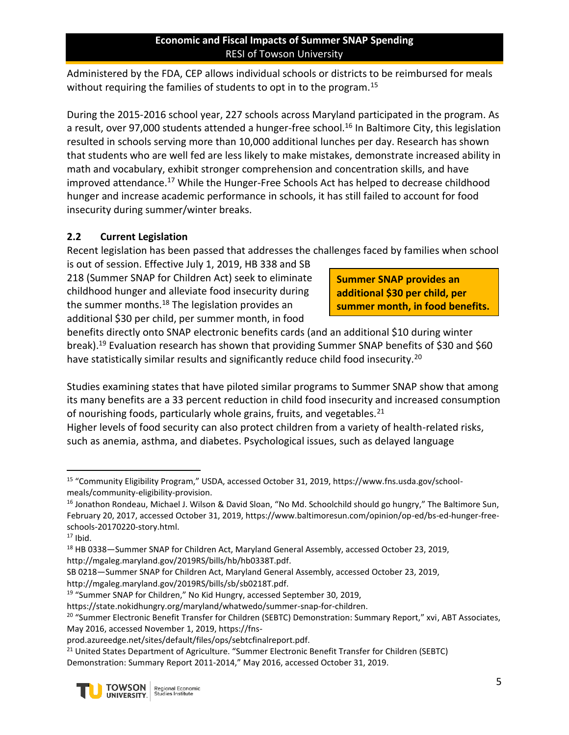Administered by the FDA, CEP allows individual schools or districts to be reimbursed for meals without requiring the families of students to opt in to the program.[15]

During the 2015-2016 school year, 227 schools across Maryland participated in the program. As a result, over 97,000 students attended a hunger-free school.[16] In Baltimore City, this legislation resulted in schools serving more than 10,000 additional lunches per day. Research has shown that students who are well fed are less likely to make mistakes, demonstrate increased ability in math and vocabulary, exhibit stronger comprehension and concentration skills, and have improved attendance.[17] While the Hunger-Free Schools Act has helped to decrease childhood hunger and increase academic performance in schools, it has still failed to account for food insecurity during summer/winter breaks.

## 2.2 Current Legislation

Recent legislation has been passed that addresses the challenges faced by families when school is out of session. Effective July 1, 2019, HB 338 and SB 218 (Summer SNAP for Children Act) seek to eliminate childhood hunger and alleviate food insecurity during the summer months.[18] The legislation provides an additional $30 per child, per summer month, in food benefits directly onto SNAP electronic benefits cards (and an additional $10 during winter break).[19] Evaluation research has shown that providing Summer SNAP benefits of $30 and $60 have statistically similar results and significantly reduce child food insecurity.[20]

**Summer SNAP provides an additional $30 per child, per summer month, in food benefits.**

Studies examining states that have piloted similar programs to Summer SNAP show that among its many benefits are a 33 percent reduction in child food insecurity and increased consumption of nourishing foods, particularly whole grains, fruits, and vegetables.[21]
Higher levels of food security can also protect children from a variety of health-related risks, such as anemia, asthma, and diabetes. Psychological issues, such as delayed language

---

[15] "Community Eligibility Program," USDA, accessed October 31, 2019, https://www.fns.usda.gov/school-meals/community-eligibility-provision.

[16] Jonathon Rondeau, Michael J. Wilson & David Sloan, "No Md. Schoolchild should go hungry," The Baltimore Sun, February 20, 2017, accessed October 31, 2019, https://www.baltimoresun.com/opinion/op-ed/bs-ed-hunger-free-schools-20170220-story.html.

[17] Ibid.

[18] HB 0338—Summer SNAP for Children Act, Maryland General Assembly, accessed October 23, 2019, http://mgaleg.maryland.gov/2019RS/bills/hb/hb0338T.pdf.
SB 0218—Summer SNAP for Children Act, Maryland General Assembly, accessed October 23, 2019, http://mgaleg.maryland.gov/2019RS/bills/sb/sb0218T.pdf.

[19] "Summer SNAP for Children," No Kid Hungry, accessed September 30, 2019, https://state.nokidhungry.org/maryland/whatwedo/summer-snap-for-children.

[20] "Summer Electronic Benefit Transfer for Children (SEBTC) Demonstration: Summary Report," xvi, ABT Associates, May 2016, accessed November 1, 2019, https://fns-prod.azureedge.net/sites/default/files/ops/sebtcfinalreport.pdf.

[21] United States Department of Agriculture. "Summer Electronic Benefit Transfer for Children (SEBTC) Demonstration: Summary Report 2011-2014," May 2016, accessed October 31, 2019.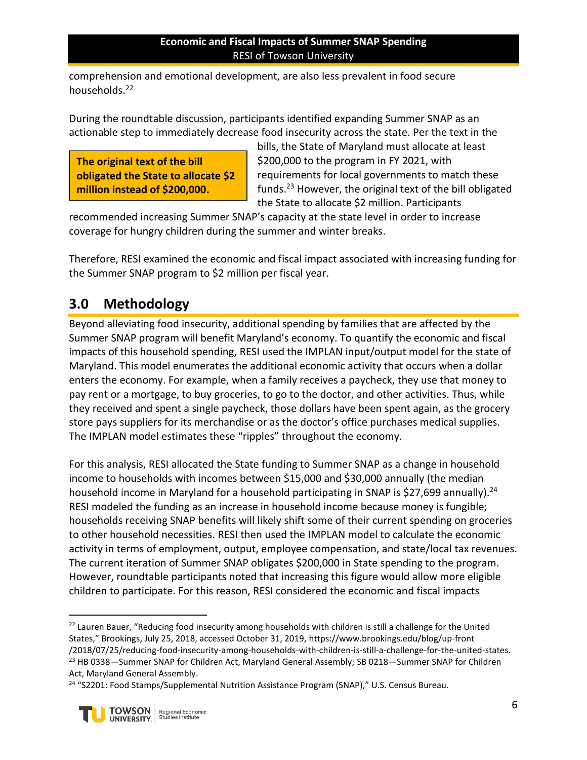comprehension and emotional development, are also less prevalent in food secure households.[22]

During the roundtable discussion, participants identified expanding Summer SNAP as an actionable step to immediately decrease food insecurity across the state. Per the text in the bills, the State of Maryland must allocate at least $200,000 to the program in FY 2021, with requirements for local governments to match these funds.[23] However, the original text of the bill obligated the State to allocate $2 million. Participants recommended increasing Summer SNAP's capacity at the state level in order to increase coverage for hungry children during the summer and winter breaks.

> **The original text of the bill obligated the State to allocate $2 million instead of $200,000.**

Therefore, RESI examined the economic and fiscal impact associated with increasing funding for the Summer SNAP program to $2 million per fiscal year.

## 3.0 Methodology

Beyond alleviating food insecurity, additional spending by families that are affected by the Summer SNAP program will benefit Maryland's economy. To quantify the economic and fiscal impacts of this household spending, RESI used the IMPLAN input/output model for the state of Maryland. This model enumerates the additional economic activity that occurs when a dollar enters the economy. For example, when a family receives a paycheck, they use that money to pay rent or a mortgage, to buy groceries, to go to the doctor, and other activities. Thus, while they received and spent a single paycheck, those dollars have been spent again, as the grocery store pays suppliers for its merchandise or as the doctor's office purchases medical supplies. The IMPLAN model estimates these "ripples" throughout the economy.

For this analysis, RESI allocated the State funding to Summer SNAP as a change in household income to households with incomes between $15,000 and $30,000 annually (the median household income in Maryland for a household participating in SNAP is $27,699 annually).[24] RESI modeled the funding as an increase in household income because money is fungible; households receiving SNAP benefits will likely shift some of their current spending on groceries to other household necessities. RESI then used the IMPLAN model to calculate the economic activity in terms of employment, output, employee compensation, and state/local tax revenues. The current iteration of Summer SNAP obligates $200,000 in State spending to the program. However, roundtable participants noted that increasing this figure would allow more eligible children to participate. For this reason, RESI considered the economic and fiscal impacts

---

[22] Lauren Bauer, "Reducing food insecurity among households with children is still a challenge for the United States," Brookings, July 25, 2018, accessed October 31, 2019, https://www.brookings.edu/blog/up-front/2018/07/25/reducing-food-insecurity-among-households-with-children-is-still-a-challenge-for-the-united-states.

[23] HB 0338—Summer SNAP for Children Act, Maryland General Assembly; SB 0218—Summer SNAP for Children Act, Maryland General Assembly.

[24] "S2201: Food Stamps/Supplemental Nutrition Assistance Program (SNAP)," U.S. Census Bureau.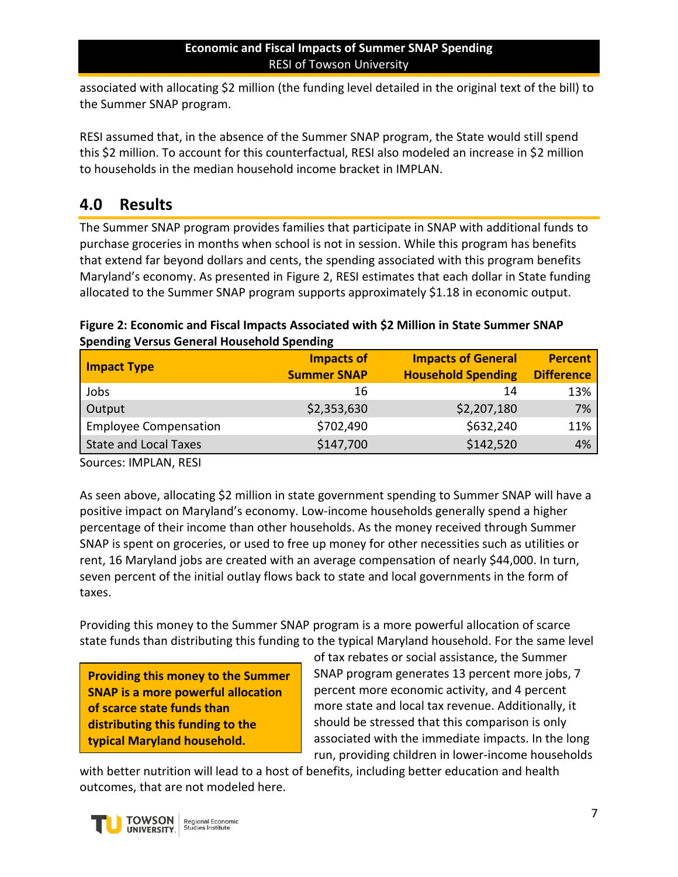associated with allocating $2 million (the funding level detailed in the original text of the bill) to the Summer SNAP program.

RESI assumed that, in the absence of the Summer SNAP program, the State would still spend this $2 million. To account for this counterfactual, RESI also modeled an increase in $2 million to households in the median household income bracket in IMPLAN.

# 4.0 Results

The Summer SNAP program provides families that participate in SNAP with additional funds to purchase groceries in months when school is not in session. While this program has benefits that extend far beyond dollars and cents, the spending associated with this program benefits Maryland's economy. As presented in Figure 2, RESI estimates that each dollar in State funding allocated to the Summer SNAP program supports approximately $1.18 in economic output.

**Figure 2: Economic and Fiscal Impacts Associated with $2 Million in State Summer SNAP Spending Versus General Household Spending**

| Impact Type | Impacts of Summer SNAP | Impacts of General Household Spending | Percent Difference |
|---|---|---|---|
| Jobs | 16 | 14 | 13% |
| Output | $2,353,630 | $2,207,180 | 7% |
| Employee Compensation | $702,490 | $632,240 | 11% |
| State and Local Taxes | $147,700 | $142,520 | 4% |

Sources: IMPLAN, RESI

As seen above, allocating $2 million in state government spending to Summer SNAP will have a positive impact on Maryland's economy. Low-income households generally spend a higher percentage of their income than other households. As the money received through Summer SNAP is spent on groceries, or used to free up money for other necessities such as utilities or rent, 16 Maryland jobs are created with an average compensation of nearly $44,000. In turn, seven percent of the initial outlay flows back to state and local governments in the form of taxes.

Providing this money to the Summer SNAP program is a more powerful allocation of scarce state funds than distributing this funding to the typical Maryland household. For the same level of tax rebates or social assistance, the Summer SNAP program generates 13 percent more jobs, 7 percent more economic activity, and 4 percent more state and local tax revenue. Additionally, it should be stressed that this comparison is only associated with the immediate impacts. In the long run, providing children in lower-income households with better nutrition will lead to a host of benefits, including better education and health outcomes, that are not modeled here.

**Providing this money to the Summer SNAP is a more powerful allocation of scarce state funds than distributing this funding to the typical Maryland household.**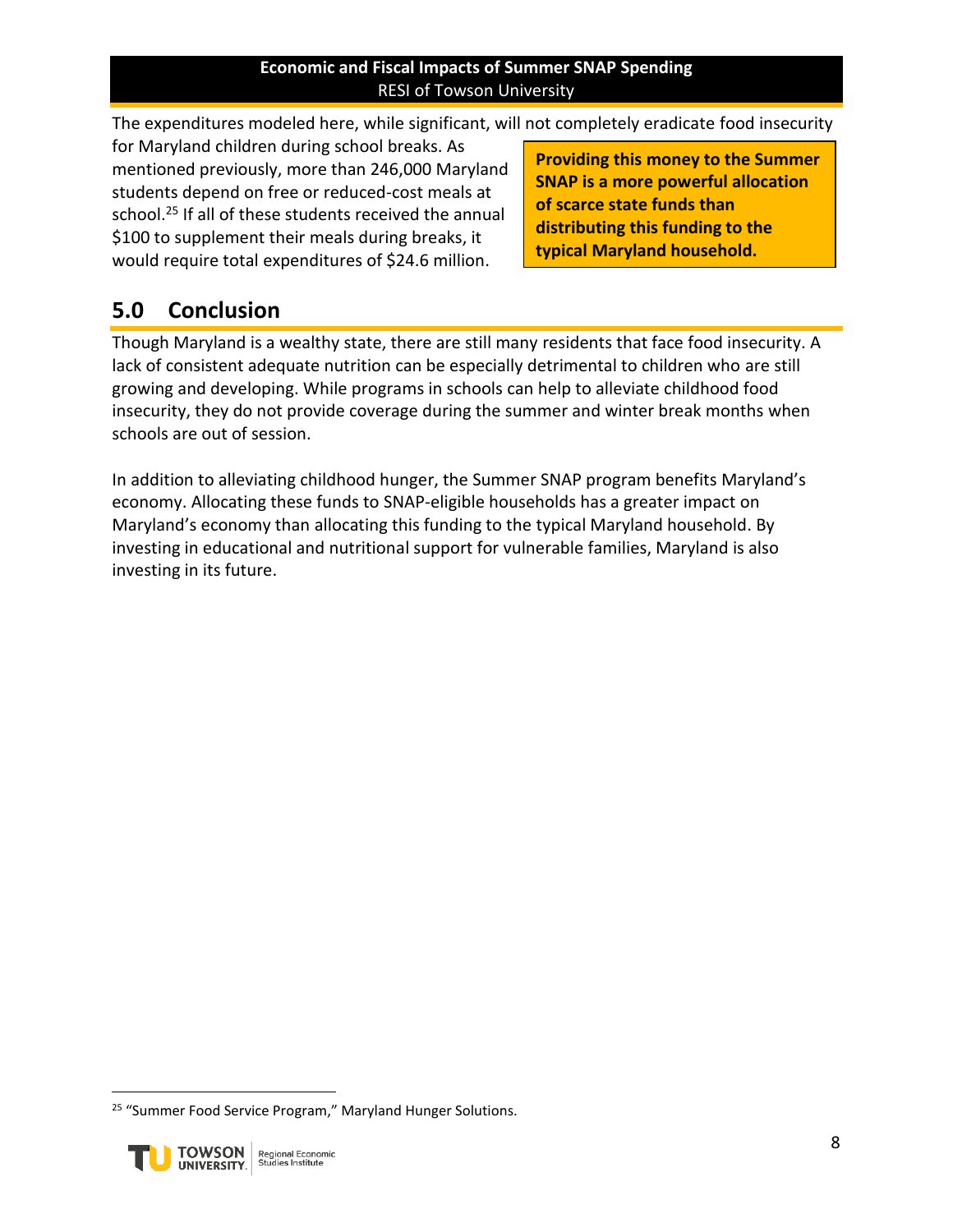The expenditures modeled here, while significant, will not completely eradicate food insecurity for Maryland children during school breaks. As mentioned previously, more than 246,000 Maryland students depend on free or reduced-cost meals at school.[25] If all of these students received the annual $100 to supplement their meals during breaks, it would require total expenditures of $24.6 million.

**Providing this money to the Summer SNAP is a more powerful allocation of scarce state funds than distributing this funding to the typical Maryland household.**

## 5.0 Conclusion

Though Maryland is a wealthy state, there are still many residents that face food insecurity. A lack of consistent adequate nutrition can be especially detrimental to children who are still growing and developing. While programs in schools can help to alleviate childhood food insecurity, they do not provide coverage during the summer and winter break months when schools are out of session.

In addition to alleviating childhood hunger, the Summer SNAP program benefits Maryland's economy. Allocating these funds to SNAP-eligible households has a greater impact on Maryland's economy than allocating this funding to the typical Maryland household. By investing in educational and nutritional support for vulnerable families, Maryland is also investing in its future.

[25] "Summer Food Service Program," Maryland Hunger Solutions.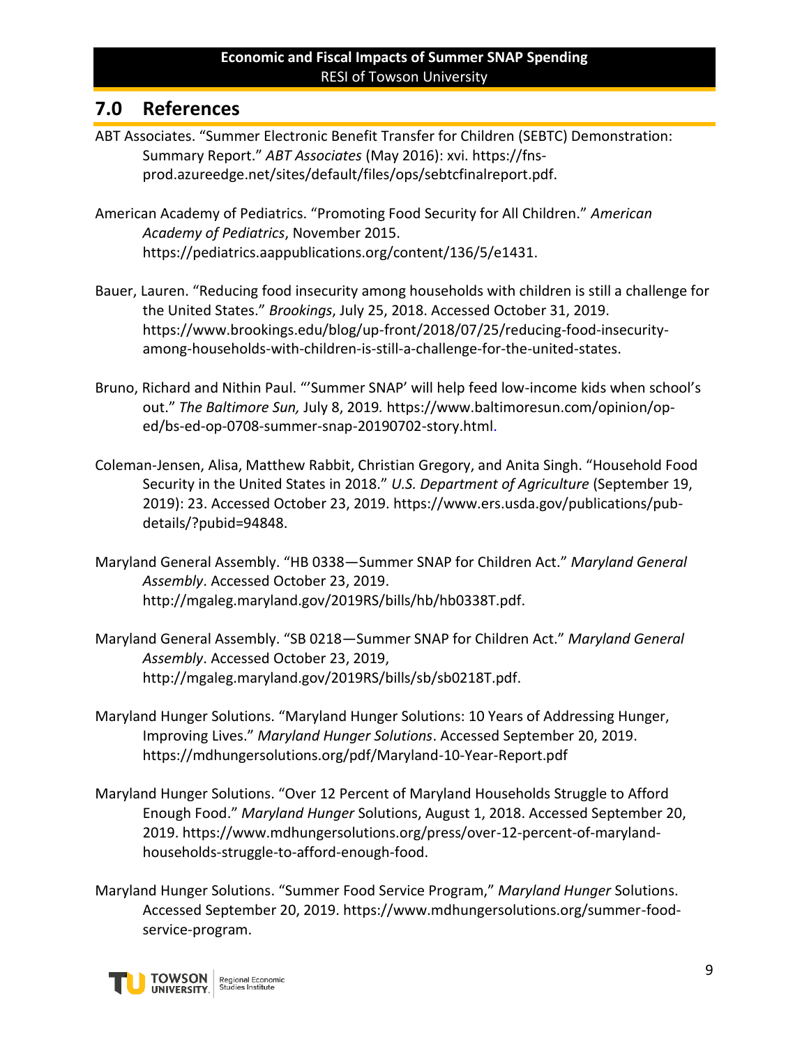## 7.0 References

ABT Associates. "Summer Electronic Benefit Transfer for Children (SEBTC) Demonstration: Summary Report." *ABT Associates* (May 2016): xvi. https://fns-prod.azureedge.net/sites/default/files/ops/sebtcfinalreport.pdf.

American Academy of Pediatrics. "Promoting Food Security for All Children." *American Academy of Pediatrics*, November 2015. https://pediatrics.aappublications.org/content/136/5/e1431.

Bauer, Lauren. "Reducing food insecurity among households with children is still a challenge for the United States." *Brookings*, July 25, 2018. Accessed October 31, 2019. https://www.brookings.edu/blog/up-front/2018/07/25/reducing-food-insecurity-among-households-with-children-is-still-a-challenge-for-the-united-states.

Bruno, Richard and Nithin Paul. "'Summer SNAP' will help feed low-income kids when school's out." *The Baltimore Sun,* July 8, 2019*.* https://www.baltimoresun.com/opinion/op-ed/bs-ed-op-0708-summer-snap-20190702-story.html.

Coleman-Jensen, Alisa, Matthew Rabbit, Christian Gregory, and Anita Singh. "Household Food Security in the United States in 2018." *U.S. Department of Agriculture* (September 19, 2019): 23. Accessed October 23, 2019. https://www.ers.usda.gov/publications/pub-details/?pubid=94848.

Maryland General Assembly. "HB 0338—Summer SNAP for Children Act." *Maryland General Assembly*. Accessed October 23, 2019. http://mgaleg.maryland.gov/2019RS/bills/hb/hb0338T.pdf.

Maryland General Assembly. "SB 0218—Summer SNAP for Children Act." *Maryland General Assembly*. Accessed October 23, 2019, http://mgaleg.maryland.gov/2019RS/bills/sb/sb0218T.pdf.

Maryland Hunger Solutions. "Maryland Hunger Solutions: 10 Years of Addressing Hunger, Improving Lives." *Maryland Hunger Solutions*. Accessed September 20, 2019. https://mdhungersolutions.org/pdf/Maryland-10-Year-Report.pdf

Maryland Hunger Solutions. "Over 12 Percent of Maryland Households Struggle to Afford Enough Food." *Maryland Hunger* Solutions, August 1, 2018. Accessed September 20, 2019. https://www.mdhungersolutions.org/press/over-12-percent-of-maryland-households-struggle-to-afford-enough-food.

Maryland Hunger Solutions. "Summer Food Service Program," *Maryland Hunger* Solutions. Accessed September 20, 2019. https://www.mdhungersolutions.org/summer-food-service-program.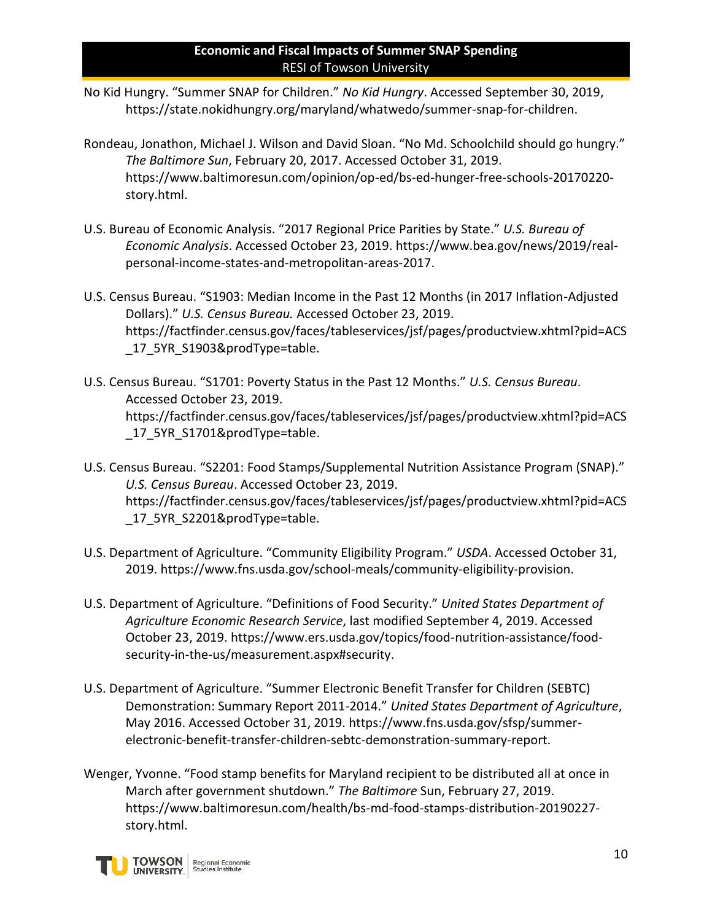No Kid Hungry. "Summer SNAP for Children." *No Kid Hungry*. Accessed September 30, 2019, https://state.nokidhungry.org/maryland/whatwedo/summer-snap-for-children.

Rondeau, Jonathon, Michael J. Wilson and David Sloan. "No Md. Schoolchild should go hungry." *The Baltimore Sun*, February 20, 2017. Accessed October 31, 2019. https://www.baltimoresun.com/opinion/op-ed/bs-ed-hunger-free-schools-20170220-story.html.

U.S. Bureau of Economic Analysis. "2017 Regional Price Parities by State." *U.S. Bureau of Economic Analysis*. Accessed October 23, 2019. https://www.bea.gov/news/2019/real-personal-income-states-and-metropolitan-areas-2017.

U.S. Census Bureau. "S1903: Median Income in the Past 12 Months (in 2017 Inflation-Adjusted Dollars)." *U.S. Census Bureau.* Accessed October 23, 2019. https://factfinder.census.gov/faces/tableservices/jsf/pages/productview.xhtml?pid=ACS_17_5YR_S1903&prodType=table.

U.S. Census Bureau. "S1701: Poverty Status in the Past 12 Months." *U.S. Census Bureau*. Accessed October 23, 2019. https://factfinder.census.gov/faces/tableservices/jsf/pages/productview.xhtml?pid=ACS_17_5YR_S1701&prodType=table.

U.S. Census Bureau. "S2201: Food Stamps/Supplemental Nutrition Assistance Program (SNAP)." *U.S. Census Bureau*. Accessed October 23, 2019. https://factfinder.census.gov/faces/tableservices/jsf/pages/productview.xhtml?pid=ACS_17_5YR_S2201&prodType=table.

U.S. Department of Agriculture. "Community Eligibility Program." *USDA*. Accessed October 31, 2019. https://www.fns.usda.gov/school-meals/community-eligibility-provision.

U.S. Department of Agriculture. "Definitions of Food Security." *United States Department of Agriculture Economic Research Service*, last modified September 4, 2019. Accessed October 23, 2019. https://www.ers.usda.gov/topics/food-nutrition-assistance/food-security-in-the-us/measurement.aspx#security.

U.S. Department of Agriculture. "Summer Electronic Benefit Transfer for Children (SEBTC) Demonstration: Summary Report 2011-2014." *United States Department of Agriculture*, May 2016. Accessed October 31, 2019. https://www.fns.usda.gov/sfsp/summer-electronic-benefit-transfer-children-sebtc-demonstration-summary-report.

Wenger, Yvonne. "Food stamp benefits for Maryland recipient to be distributed all at once in March after government shutdown." *The Baltimore* Sun, February 27, 2019. https://www.baltimoresun.com/health/bs-md-food-stamps-distribution-20190227-story.html.